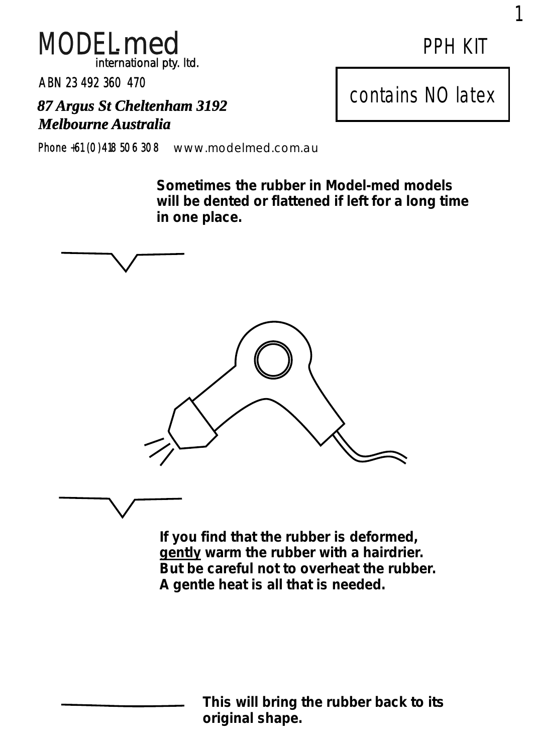# MODEL.med

international pty. ltd.

ABN 23 492 360 470

***87 Argus St Cheltenham 3192***
***Melbourne Australia***

Phone +61 (0) 418 50 6 30 8    www.modelmed.com.au

## PPH KIT

contains NO latex

**Sometimes the rubber in Model-med models will be dented or flattened if left for a long time in one place.**

**If you find that the rubber is deformed, <u>gently</u> warm the rubber with a hairdrier. But be careful not to overheat the rubber. A gentle heat is all that is needed.**

**This will bring the rubber back to its original shape.**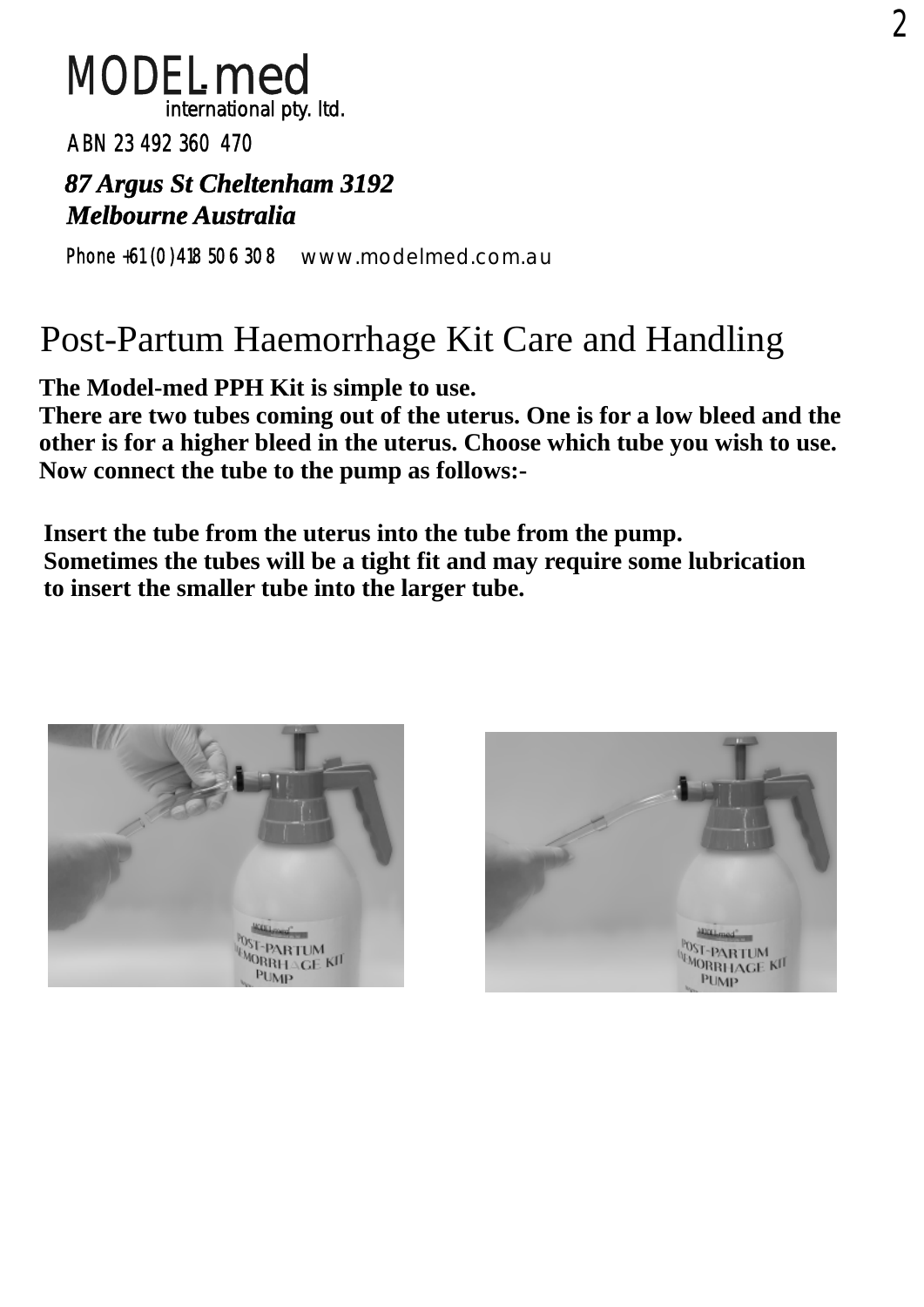MODEL.med
international pty. ltd.

ABN 23 492 360 470

***87 Argus St Cheltenham 3192***
***Melbourne Australia***

Phone +61 (0)418 50 6 30 8    www.modelmed.com.au

# Post-Partum Haemorrhage Kit Care and Handling

**The Model-med PPH Kit is simple to use.**
**There are two tubes coming out of the uterus. One is for a low bleed and the other is for a higher bleed in the uterus. Choose which tube you wish to use. Now connect the tube to the pump as follows:-**

**Insert the tube from the uterus into the tube from the pump.**
**Sometimes the tubes will be a tight fit and may require some lubrication to insert the smaller tube into the larger tube.**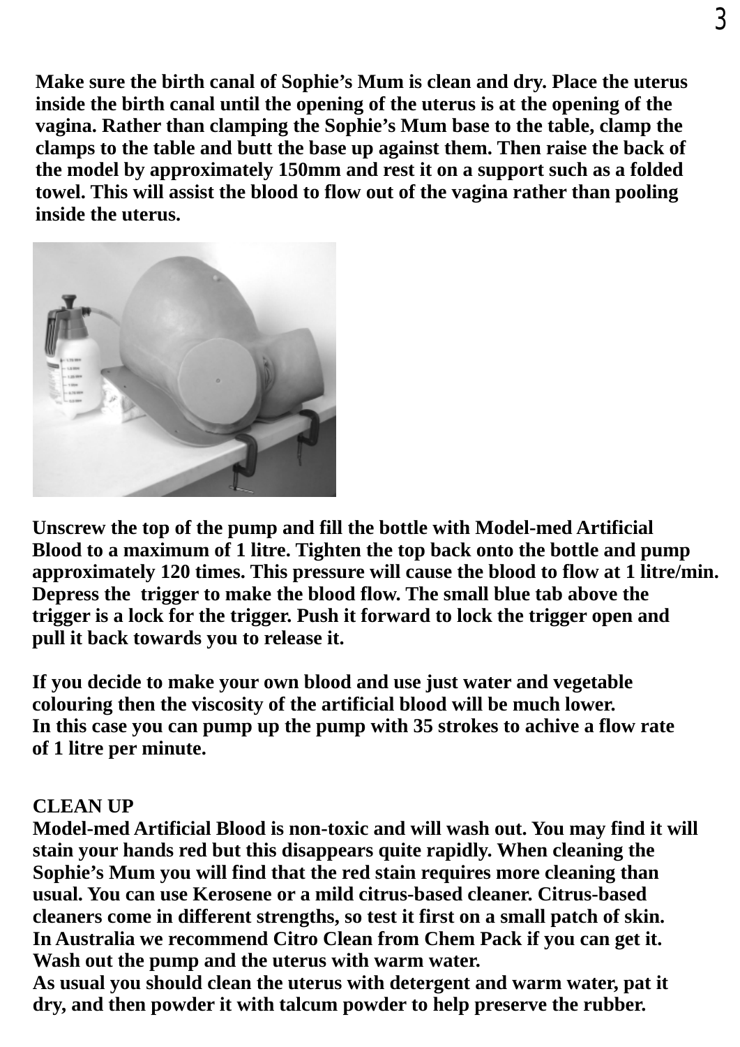**Make sure the birth canal of Sophie's Mum is clean and dry. Place the uterus inside the birth canal until the opening of the uterus is at the opening of the vagina. Rather than clamping the Sophie's Mum base to the table, clamp the clamps to the table and butt the base up against them. Then raise the back of the model by approximately 150mm and rest it on a support such as a folded towel. This will assist the blood to flow out of the vagina rather than pooling inside the uterus.**

**Unscrew the top of the pump and fill the bottle with Model-med Artificial Blood to a maximum of 1 litre. Tighten the top back onto the bottle and pump approximately 120 times. This pressure will cause the blood to flow at 1 litre/min. Depress the trigger to make the blood flow. The small blue tab above the trigger is a lock for the trigger. Push it forward to lock the trigger open and pull it back towards you to release it.**

**If you decide to make your own blood and use just water and vegetable colouring then the viscosity of the artificial blood will be much lower. In this case you can pump up the pump with 35 strokes to achive a flow rate of 1 litre per minute.**

## CLEAN UP

**Model-med Artificial Blood is non-toxic and will wash out. You may find it will stain your hands red but this disappears quite rapidly. When cleaning the Sophie's Mum you will find that the red stain requires more cleaning than usual. You can use Kerosene or a mild citrus-based cleaner. Citrus-based cleaners come in different strengths, so test it first on a small patch of skin. In Australia we recommend Citro Clean from Chem Pack if you can get it. Wash out the pump and the uterus with warm water. As usual you should clean the uterus with detergent and warm water, pat it dry, and then powder it with talcum powder to help preserve the rubber.**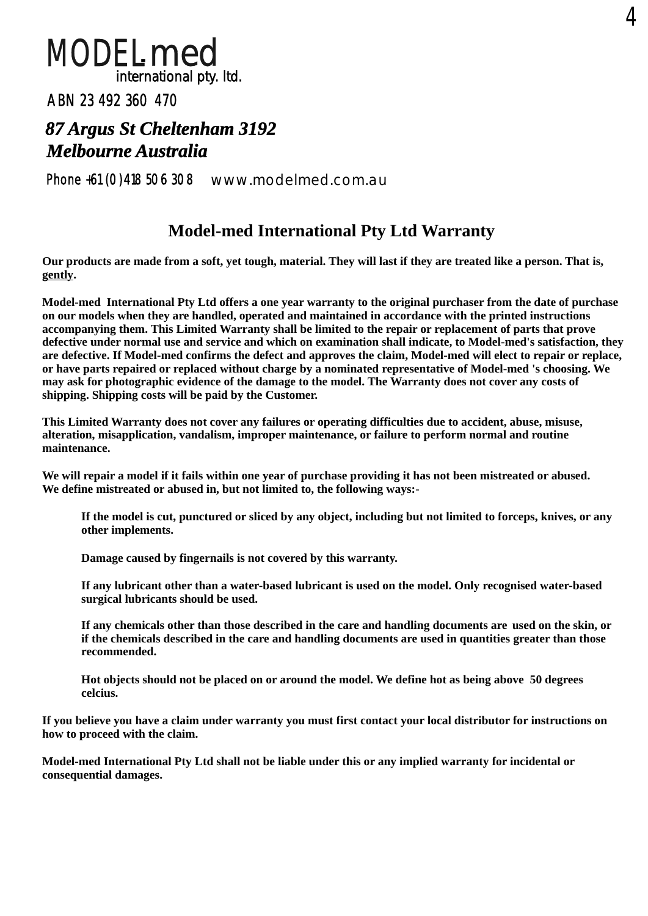MODEL.med
international pty. ltd.

ABN 23 492 360 470

***87 Argus St Cheltenham 3192***
***Melbourne Australia***

Phone +61 (0) 418 506 308   www.modelmed.com.au

# Model-med International Pty Ltd Warranty

**Our products are made from a soft, yet tough, material. They will last if they are treated like a person. That is, gently.**

**Model-med International Pty Ltd offers a one year warranty to the original purchaser from the date of purchase on our models when they are handled, operated and maintained in accordance with the printed instructions accompanying them. This Limited Warranty shall be limited to the repair or replacement of parts that prove defective under normal use and service and which on examination shall indicate, to Model-med's satisfaction, they are defective. If Model-med confirms the defect and approves the claim, Model-med will elect to repair or replace, or have parts repaired or replaced without charge by a nominated representative of Model-med 's choosing. We may ask for photographic evidence of the damage to the model. The Warranty does not cover any costs of shipping. Shipping costs will be paid by the Customer.**

**This Limited Warranty does not cover any failures or operating difficulties due to accident, abuse, misuse, alteration, misapplication, vandalism, improper maintenance, or failure to perform normal and routine maintenance.**

**We will repair a model if it fails within one year of purchase providing it has not been mistreated or abused. We define mistreated or abused in, but not limited to, the following ways:-**

> **If the model is cut, punctured or sliced by any object, including but not limited to forceps, knives, or any other implements.**
>
> **Damage caused by fingernails is not covered by this warranty.**
>
> **If any lubricant other than a water-based lubricant is used on the model. Only recognised water-based surgical lubricants should be used.**
>
> **If any chemicals other than those described in the care and handling documents are used on the skin, or if the chemicals described in the care and handling documents are used in quantities greater than those recommended.**
>
> **Hot objects should not be placed on or around the model. We define hot as being above 50 degrees celcius.**

**If you believe you have a claim under warranty you must first contact your local distributor for instructions on how to proceed with the claim.**

**Model-med International Pty Ltd shall not be liable under this or any implied warranty for incidental or consequential damages.**